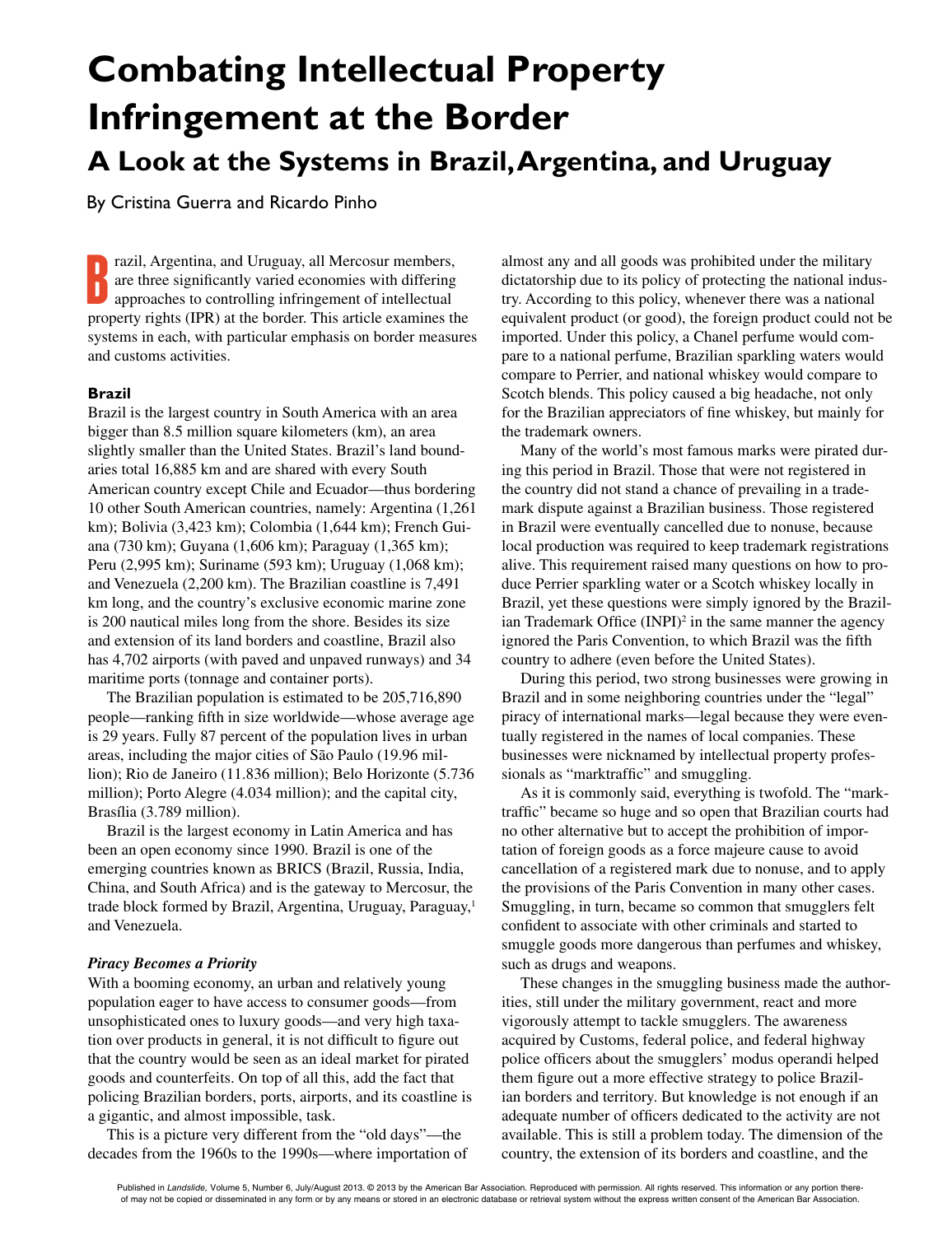# Combating Intellectual Property Infringement at the Border

## A Look at the Systems in Brazil, Argentina, and Uruguay

By Cristina Guerra and Ricardo Pinho

Brazil, Argentina, and Uruguay, all Mercosur members, are three significantly varied economies with differing approaches to controlling infringement of intellectual property rights (IPR) at the border. This article examines the systems in each, with particular emphasis on border measures and customs activities.

### Brazil

Brazil is the largest country in South America with an area bigger than 8.5 million square kilometers (km), an area slightly smaller than the United States. Brazil's land boundaries total 16,885 km and are shared with every South American country except Chile and Ecuador—thus bordering 10 other South American countries, namely: Argentina (1,261 km); Bolivia (3,423 km); Colombia (1,644 km); French Guiana (730 km); Guyana (1,606 km); Paraguay (1,365 km); Peru (2,995 km); Suriname (593 km); Uruguay (1,068 km); and Venezuela (2,200 km). The Brazilian coastline is 7,491 km long, and the country's exclusive economic marine zone is 200 nautical miles long from the shore. Besides its size and extension of its land borders and coastline, Brazil also has 4,702 airports (with paved and unpaved runways) and 34 maritime ports (tonnage and container ports).

The Brazilian population is estimated to be 205,716,890 people—ranking fifth in size worldwide—whose average age is 29 years. Fully 87 percent of the population lives in urban areas, including the major cities of São Paulo (19.96 million); Rio de Janeiro (11.836 million); Belo Horizonte (5.736 million); Porto Alegre (4.034 million); and the capital city, Brasília (3.789 million).

Brazil is the largest economy in Latin America and has been an open economy since 1990. Brazil is one of the emerging countries known as BRICS (Brazil, Russia, India, China, and South Africa) and is the gateway to Mercosur, the trade block formed by Brazil, Argentina, Uruguay, Paraguay,[1] and Venezuela.

#### *Piracy Becomes a Priority*

With a booming economy, an urban and relatively young population eager to have access to consumer goods—from unsophisticated ones to luxury goods—and very high taxation over products in general, it is not difficult to figure out that the country would be seen as an ideal market for pirated goods and counterfeits. On top of all this, add the fact that policing Brazilian borders, ports, airports, and its coastline is a gigantic, and almost impossible, task.

This is a picture very different from the "old days"—the decades from the 1960s to the 1990s—where importation of almost any and all goods was prohibited under the military dictatorship due to its policy of protecting the national industry. According to this policy, whenever there was a national equivalent product (or good), the foreign product could not be imported. Under this policy, a Chanel perfume would compare to a national perfume, Brazilian sparkling waters would compare to Perrier, and national whiskey would compare to Scotch blends. This policy caused a big headache, not only for the Brazilian appreciators of fine whiskey, but mainly for the trademark owners.

Many of the world's most famous marks were pirated during this period in Brazil. Those that were not registered in the country did not stand a chance of prevailing in a trademark dispute against a Brazilian business. Those registered in Brazil were eventually cancelled due to nonuse, because local production was required to keep trademark registrations alive. This requirement raised many questions on how to produce Perrier sparkling water or a Scotch whiskey locally in Brazil, yet these questions were simply ignored by the Brazilian Trademark Office (INPI)[2] in the same manner the agency ignored the Paris Convention, to which Brazil was the fifth country to adhere (even before the United States).

During this period, two strong businesses were growing in Brazil and in some neighboring countries under the "legal" piracy of international marks—legal because they were eventually registered in the names of local companies. These businesses were nicknamed by intellectual property professionals as "marktraffic" and smuggling.

As it is commonly said, everything is twofold. The "marktraffic" became so huge and so open that Brazilian courts had no other alternative but to accept the prohibition of importation of foreign goods as a force majeure cause to avoid cancellation of a registered mark due to nonuse, and to apply the provisions of the Paris Convention in many other cases. Smuggling, in turn, became so common that smugglers felt confident to associate with other criminals and started to smuggle goods more dangerous than perfumes and whiskey, such as drugs and weapons.

These changes in the smuggling business made the authorities, still under the military government, react and more vigorously attempt to tackle smugglers. The awareness acquired by Customs, federal police, and federal highway police officers about the smugglers' modus operandi helped them figure out a more effective strategy to police Brazilian borders and territory. But knowledge is not enough if an adequate number of officers dedicated to the activity are not available. This is still a problem today. The dimension of the country, the extension of its borders and coastline, and the

Published in *Landslide*, Volume 5, Number 6, July/August 2013. © 2013 by the American Bar Association. Reproduced with permission. All rights reserved. This information or any portion thereof may not be copied or disseminated in any form or by any means or stored in an electronic database or retrieval system without the express written consent of the American Bar Association.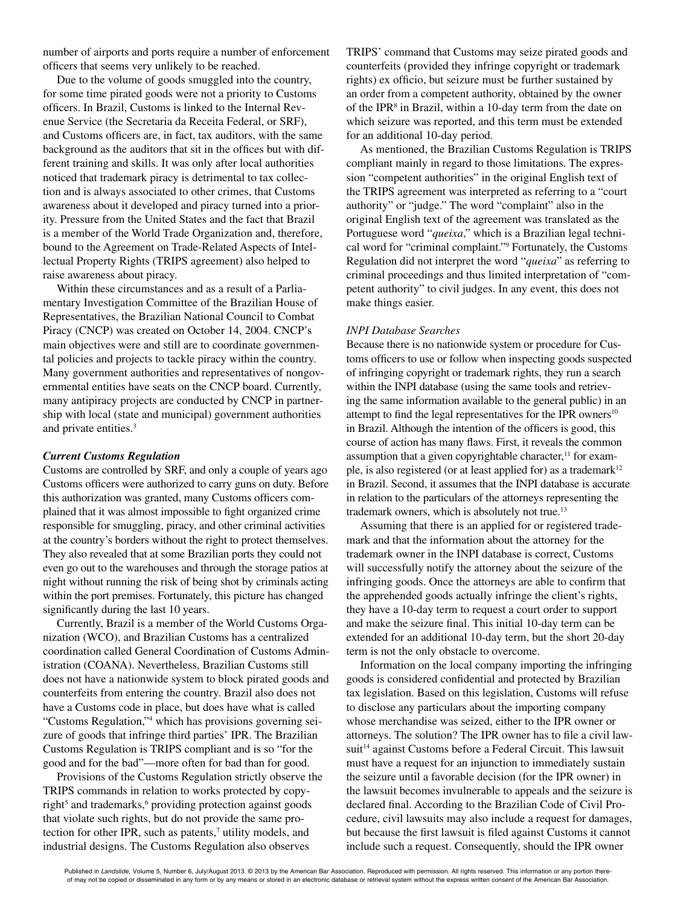number of airports and ports require a number of enforcement officers that seems very unlikely to be reached.

Due to the volume of goods smuggled into the country, for some time pirated goods were not a priority to Customs officers. In Brazil, Customs is linked to the Internal Revenue Service (the Secretaria da Receita Federal, or SRF), and Customs officers are, in fact, tax auditors, with the same background as the auditors that sit in the offices but with different training and skills. It was only after local authorities noticed that trademark piracy is detrimental to tax collection and is always associated to other crimes, that Customs awareness about it developed and piracy turned into a priority. Pressure from the United States and the fact that Brazil is a member of the World Trade Organization and, therefore, bound to the Agreement on Trade-Related Aspects of Intellectual Property Rights (TRIPS agreement) also helped to raise awareness about piracy.

Within these circumstances and as a result of a Parliamentary Investigation Committee of the Brazilian House of Representatives, the Brazilian National Council to Combat Piracy (CNCP) was created on October 14, 2004. CNCP's main objectives were and still are to coordinate governmental policies and projects to tackle piracy within the country. Many government authorities and representatives of nongovernmental entities have seats on the CNCP board. Currently, many antipiracy projects are conducted by CNCP in partnership with local (state and municipal) government authorities and private entities.[3]

### *Current Customs Regulation*

Customs are controlled by SRF, and only a couple of years ago Customs officers were authorized to carry guns on duty. Before this authorization was granted, many Customs officers complained that it was almost impossible to fight organized crime responsible for smuggling, piracy, and other criminal activities at the country's borders without the right to protect themselves. They also revealed that at some Brazilian ports they could not even go out to the warehouses and through the storage patios at night without running the risk of being shot by criminals acting within the port premises. Fortunately, this picture has changed significantly during the last 10 years.

Currently, Brazil is a member of the World Customs Organization (WCO), and Brazilian Customs has a centralized coordination called General Coordination of Customs Administration (COANA). Nevertheless, Brazilian Customs still does not have a nationwide system to block pirated goods and counterfeits from entering the country. Brazil also does not have a Customs code in place, but does have what is called "Customs Regulation,"[4] which has provisions governing seizure of goods that infringe third parties' IPR. The Brazilian Customs Regulation is TRIPS compliant and is so "for the good and for the bad"—more often for bad than for good.

Provisions of the Customs Regulation strictly observe the TRIPS commands in relation to works protected by copyright[5] and trademarks,[6] providing protection against goods that violate such rights, but do not provide the same protection for other IPR, such as patents,[7] utility models, and industrial designs. The Customs Regulation also observes TRIPS' command that Customs may seize pirated goods and counterfeits (provided they infringe copyright or trademark rights) ex officio, but seizure must be further sustained by an order from a competent authority, obtained by the owner of the IPR[8] in Brazil, within a 10-day term from the date on which seizure was reported, and this term must be extended for an additional 10-day period.

As mentioned, the Brazilian Customs Regulation is TRIPS compliant mainly in regard to those limitations. The expression "competent authorities" in the original English text of the TRIPS agreement was interpreted as referring to a "court authority" or "judge." The word "complaint" also in the original English text of the agreement was translated as the Portuguese word "*queixa*," which is a Brazilian legal technical word for "criminal complaint."[9] Fortunately, the Customs Regulation did not interpret the word "*queixa*" as referring to criminal proceedings and thus limited interpretation of "competent authority" to civil judges. In any event, this does not make things easier.

### *INPI Database Searches*

Because there is no nationwide system or procedure for Customs officers to use or follow when inspecting goods suspected of infringing copyright or trademark rights, they run a search within the INPI database (using the same tools and retrieving the same information available to the general public) in an attempt to find the legal representatives for the IPR owners[10] in Brazil. Although the intention of the officers is good, this course of action has many flaws. First, it reveals the common assumption that a given copyrightable character,[11] for example, is also registered (or at least applied for) as a trademark[12] in Brazil. Second, it assumes that the INPI database is accurate in relation to the particulars of the attorneys representing the trademark owners, which is absolutely not true.[13]

Assuming that there is an applied for or registered trademark and that the information about the attorney for the trademark owner in the INPI database is correct, Customs will successfully notify the attorney about the seizure of the infringing goods. Once the attorneys are able to confirm that the apprehended goods actually infringe the client's rights, they have a 10-day term to request a court order to support and make the seizure final. This initial 10-day term can be extended for an additional 10-day term, but the short 20-day term is not the only obstacle to overcome.

Information on the local company importing the infringing goods is considered confidential and protected by Brazilian tax legislation. Based on this legislation, Customs will refuse to disclose any particulars about the importing company whose merchandise was seized, either to the IPR owner or attorneys. The solution? The IPR owner has to file a civil lawsuit[14] against Customs before a Federal Circuit. This lawsuit must have a request for an injunction to immediately sustain the seizure until a favorable decision (for the IPR owner) in the lawsuit becomes invulnerable to appeals and the seizure is declared final. According to the Brazilian Code of Civil Procedure, civil lawsuits may also include a request for damages, but because the first lawsuit is filed against Customs it cannot include such a request. Consequently, should the IPR owner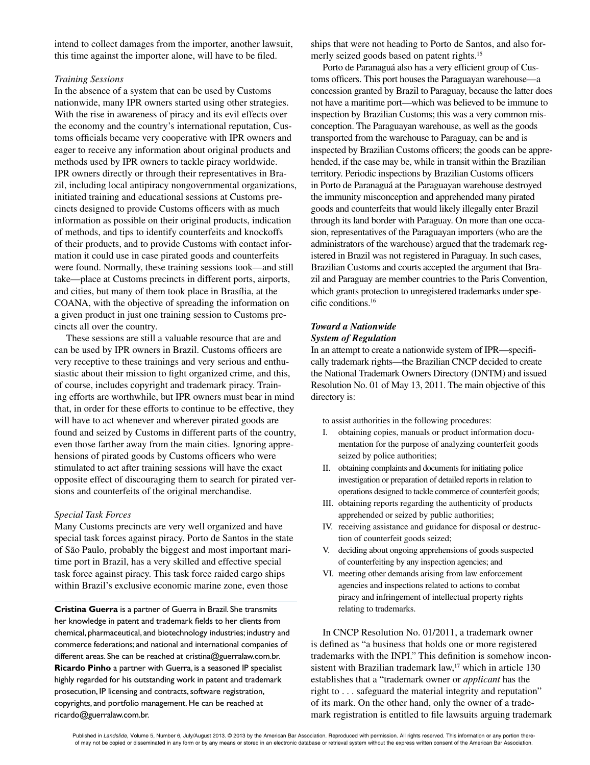intend to collect damages from the importer, another lawsuit, this time against the importer alone, will have to be filed.

*Training Sessions*

In the absence of a system that can be used by Customs nationwide, many IPR owners started using other strategies. With the rise in awareness of piracy and its evil effects over the economy and the country's international reputation, Customs officials became very cooperative with IPR owners and eager to receive any information about original products and methods used by IPR owners to tackle piracy worldwide. IPR owners directly or through their representatives in Brazil, including local antipiracy nongovernmental organizations, initiated training and educational sessions at Customs precincts designed to provide Customs officers with as much information as possible on their original products, indication of methods, and tips to identify counterfeits and knockoffs of their products, and to provide Customs with contact information it could use in case pirated goods and counterfeits were found. Normally, these training sessions took—and still take—place at Customs precincts in different ports, airports, and cities, but many of them took place in Brasília, at the COANA, with the objective of spreading the information on a given product in just one training session to Customs precincts all over the country.

These sessions are still a valuable resource that are and can be used by IPR owners in Brazil. Customs officers are very receptive to these trainings and very serious and enthusiastic about their mission to fight organized crime, and this, of course, includes copyright and trademark piracy. Training efforts are worthwhile, but IPR owners must bear in mind that, in order for these efforts to continue to be effective, they will have to act whenever and wherever pirated goods are found and seized by Customs in different parts of the country, even those farther away from the main cities. Ignoring apprehensions of pirated goods by Customs officers who were stimulated to act after training sessions will have the exact opposite effect of discouraging them to search for pirated versions and counterfeits of the original merchandise.

*Special Task Forces*

Many Customs precincts are very well organized and have special task forces against piracy. Porto de Santos in the state of São Paulo, probably the biggest and most important maritime port in Brazil, has a very skilled and effective special task force against piracy. This task force raided cargo ships within Brazil's exclusive economic marine zone, even those ships that were not heading to Porto de Santos, and also formerly seized goods based on patent rights.[15]

Porto de Paranaguá also has a very efficient group of Customs officers. This port houses the Paraguayan warehouse—a concession granted by Brazil to Paraguay, because the latter does not have a maritime port—which was believed to be immune to inspection by Brazilian Customs; this was a very common misconception. The Paraguayan warehouse, as well as the goods transported from the warehouse to Paraguay, can be and is inspected by Brazilian Customs officers; the goods can be apprehended, if the case may be, while in transit within the Brazilian territory. Periodic inspections by Brazilian Customs officers in Porto de Paranaguá at the Paraguayan warehouse destroyed the immunity misconception and apprehended many pirated goods and counterfeits that would likely illegally enter Brazil through its land border with Paraguay. On more than one occasion, representatives of the Paraguayan importers (who are the administrators of the warehouse) argued that the trademark registered in Brazil was not registered in Paraguay. In such cases, Brazilian Customs and courts accepted the argument that Brazil and Paraguay are member countries to the Paris Convention, which grants protection to unregistered trademarks under specific conditions.[16]

### *Toward a Nationwide System of Regulation*

In an attempt to create a nationwide system of IPR—specifically trademark rights—the Brazilian CNCP decided to create the National Trademark Owners Directory (DNTM) and issued Resolution No. 01 of May 13, 2011. The main objective of this directory is:

> to assist authorities in the following procedures:
>
> I. obtaining copies, manuals or product information documentation for the purpose of analyzing counterfeit goods seized by police authorities;
>
> II. obtaining complaints and documents for initiating police investigation or preparation of detailed reports in relation to operations designed to tackle commerce of counterfeit goods;
>
> III. obtaining reports regarding the authenticity of products apprehended or seized by public authorities;
>
> IV. receiving assistance and guidance for disposal or destruction of counterfeit goods seized;
>
> V. deciding about ongoing apprehensions of goods suspected of counterfeiting by any inspection agencies; and
>
> VI. meeting other demands arising from law enforcement agencies and inspections related to actions to combat piracy and infringement of intellectual property rights relating to trademarks.

In CNCP Resolution No. 01/2011, a trademark owner is defined as "a business that holds one or more registered trademarks with the INPI." This definition is somehow inconsistent with Brazilian trademark law,[17] which in article 130 establishes that a "trademark owner or *applicant* has the right to . . . safeguard the material integrity and reputation" of its mark. On the other hand, only the owner of a trademark registration is entitled to file lawsuits arguing trademark

---

**Cristina Guerra** is a partner of Guerra in Brazil. She transmits her knowledge in patent and trademark fields to her clients from chemical, pharmaceutical, and biotechnology industries; industry and commerce federations; and national and international companies of different areas. She can be reached at cristina@guerralaw.com.br. **Ricardo Pinho** a partner with Guerra, is a seasoned IP specialist highly regarded for his outstanding work in patent and trademark prosecution, IP licensing and contracts, software registration, copyrights, and portfolio management. He can be reached at ricardo@guerralaw.com.br.

Published in *Landslide,* Volume 5, Number 6, July/August 2013. © 2013 by the American Bar Association. Reproduced with permission. All rights reserved. This information or any portion thereof may not be copied or disseminated in any form or by any means or stored in an electronic database or retrieval system without the express written consent of the American Bar Association.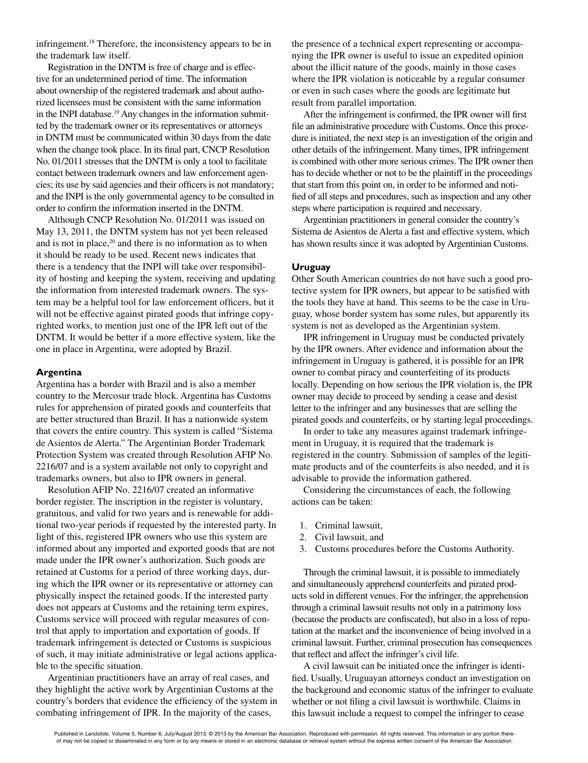infringement.[18] Therefore, the inconsistency appears to be in the trademark law itself.

Registration in the DNTM is free of charge and is effective for an undetermined period of time. The information about ownership of the registered trademark and about authorized licensees must be consistent with the same information in the INPI database.[19] Any changes in the information submitted by the trademark owner or its representatives or attorneys in DNTM must be communicated within 30 days from the date when the change took place. In its final part, CNCP Resolution No. 01/2011 stresses that the DNTM is only a tool to facilitate contact between trademark owners and law enforcement agencies; its use by said agencies and their officers is not mandatory; and the INPI is the only governmental agency to be consulted in order to confirm the information inserted in the DNTM.

Although CNCP Resolution No. 01/2011 was issued on May 13, 2011, the DNTM system has not yet been released and is not in place,[20] and there is no information as to when it should be ready to be used. Recent news indicates that there is a tendency that the INPI will take over responsibility of hosting and keeping the system, receiving and updating the information from interested trademark owners. The system may be a helpful tool for law enforcement officers, but it will not be effective against pirated goods that infringe copyrighted works, to mention just one of the IPR left out of the DNTM. It would be better if a more effective system, like the one in place in Argentina, were adopted by Brazil.

### Argentina

Argentina has a border with Brazil and is also a member country to the Mercosur trade block. Argentina has Customs rules for apprehension of pirated goods and counterfeits that are better structured than Brazil. It has a nationwide system that covers the entire country. This system is called "Sistema de Asientos de Alerta." The Argentinian Border Trademark Protection System was created through Resolution AFIP No. 2216/07 and is a system available not only to copyright and trademarks owners, but also to IPR owners in general.

Resolution AFIP No. 2216/07 created an informative border register. The inscription in the register is voluntary, gratuitous, and valid for two years and is renewable for additional two-year periods if requested by the interested party. In light of this, registered IPR owners who use this system are informed about any imported and exported goods that are not made under the IPR owner's authorization. Such goods are retained at Customs for a period of three working days, during which the IPR owner or its representative or attorney can physically inspect the retained goods. If the interested party does not appears at Customs and the retaining term expires, Customs service will proceed with regular measures of control that apply to importation and exportation of goods. If trademark infringement is detected or Customs is suspicious of such, it may initiate administrative or legal actions applicable to the specific situation.

Argentinian practitioners have an array of real cases, and they highlight the active work by Argentinian Customs at the country's borders that evidence the efficiency of the system in combating infringement of IPR. In the majority of the cases, the presence of a technical expert representing or accompanying the IPR owner is useful to issue an expedited opinion about the illicit nature of the goods, mainly in those cases where the IPR violation is noticeable by a regular consumer or even in such cases where the goods are legitimate but result from parallel importation.

After the infringement is confirmed, the IPR owner will first file an administrative procedure with Customs. Once this procedure is initiated, the next step is an investigation of the origin and other details of the infringement. Many times, IPR infringement is combined with other more serious crimes. The IPR owner then has to decide whether or not to be the plaintiff in the proceedings that start from this point on, in order to be informed and notified of all steps and procedures, such as inspection and any other steps where participation is required and necessary.

Argentinian practitioners in general consider the country's Sistema de Asientos de Alerta a fast and effective system, which has shown results since it was adopted by Argentinian Customs.

### Uruguay

Other South American countries do not have such a good protective system for IPR owners, but appear to be satisfied with the tools they have at hand. This seems to be the case in Uruguay, whose border system has some rules, but apparently its system is not as developed as the Argentinian system.

IPR infringement in Uruguay must be conducted privately by the IPR owners. After evidence and information about the infringement in Uruguay is gathered, it is possible for an IPR owner to combat piracy and counterfeiting of its products locally. Depending on how serious the IPR violation is, the IPR owner may decide to proceed by sending a cease and desist letter to the infringer and any businesses that are selling the pirated goods and counterfeits, or by starting legal proceedings.

In order to take any measures against trademark infringement in Uruguay, it is required that the trademark is registered in the country. Submission of samples of the legitimate products and of the counterfeits is also needed, and it is advisable to provide the information gathered.

Considering the circumstances of each, the following actions can be taken:

1. Criminal lawsuit,
2. Civil lawsuit, and
3. Customs procedures before the Customs Authority.

Through the criminal lawsuit, it is possible to immediately and simultaneously apprehend counterfeits and pirated products sold in different venues. For the infringer, the apprehension through a criminal lawsuit results not only in a patrimony loss (because the products are confiscated), but also in a loss of reputation at the market and the inconvenience of being involved in a criminal lawsuit. Further, criminal prosecution has consequences that reflect and affect the infringer's civil life.

A civil lawsuit can be initiated once the infringer is identified. Usually, Uruguayan attorneys conduct an investigation on the background and economic status of the infringer to evaluate whether or not filing a civil lawsuit is worthwhile. Claims in this lawsuit include a request to compel the infringer to cease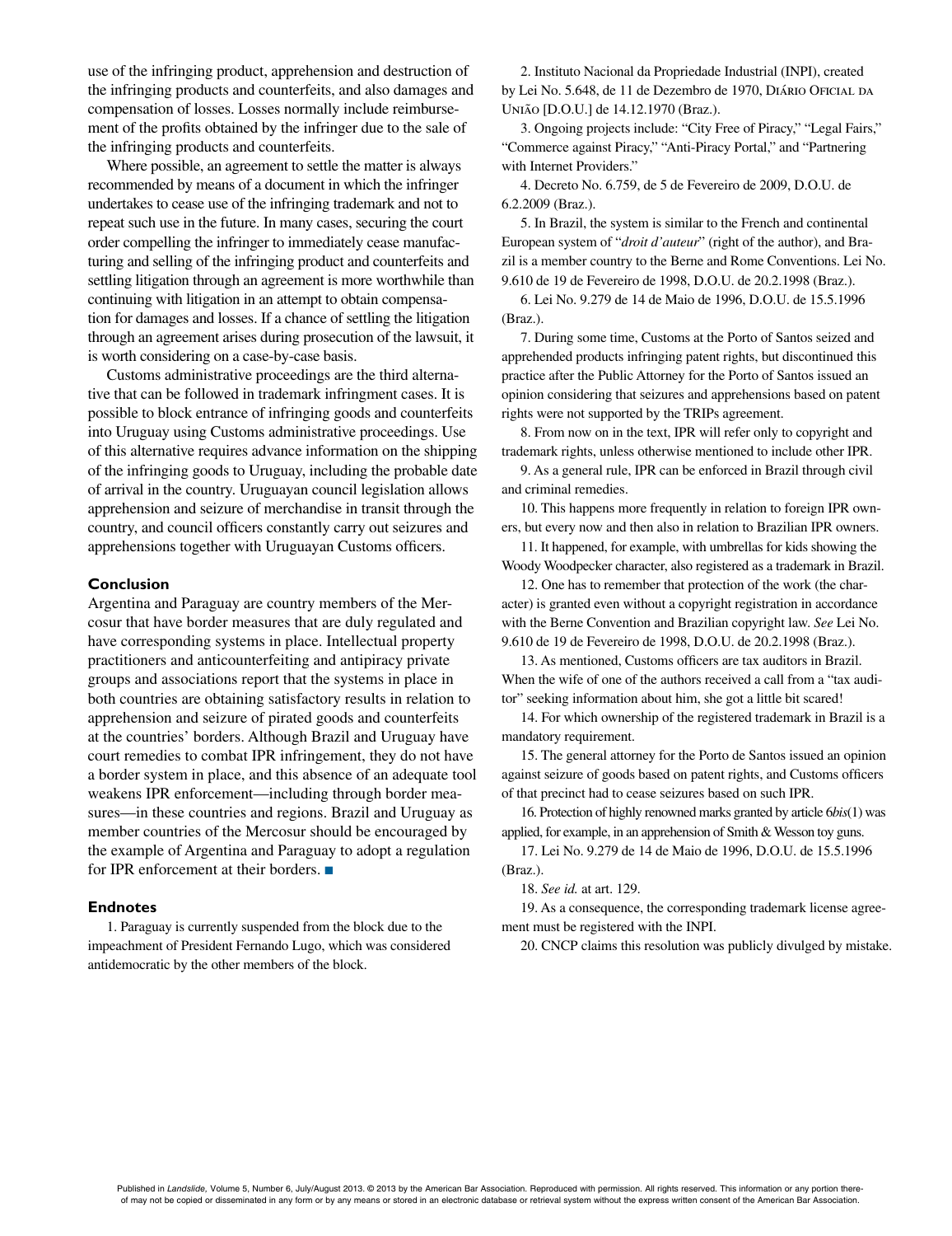use of the infringing product, apprehension and destruction of the infringing products and counterfeits, and also damages and compensation of losses. Losses normally include reimbursement of the profits obtained by the infringer due to the sale of the infringing products and counterfeits.

Where possible, an agreement to settle the matter is always recommended by means of a document in which the infringer undertakes to cease use of the infringing trademark and not to repeat such use in the future. In many cases, securing the court order compelling the infringer to immediately cease manufacturing and selling of the infringing product and counterfeits and settling litigation through an agreement is more worthwhile than continuing with litigation in an attempt to obtain compensation for damages and losses. If a chance of settling the litigation through an agreement arises during prosecution of the lawsuit, it is worth considering on a case-by-case basis.

Customs administrative proceedings are the third alternative that can be followed in trademark infringment cases. It is possible to block entrance of infringing goods and counterfeits into Uruguay using Customs administrative proceedings. Use of this alternative requires advance information on the shipping of the infringing goods to Uruguay, including the probable date of arrival in the country. Uruguayan council legislation allows apprehension and seizure of merchandise in transit through the country, and council officers constantly carry out seizures and apprehensions together with Uruguayan Customs officers.

## Conclusion

Argentina and Paraguay are country members of the Mercosur that have border measures that are duly regulated and have corresponding systems in place. Intellectual property practitioners and anticounterfeiting and antipiracy private groups and associations report that the systems in place in both countries are obtaining satisfactory results in relation to apprehension and seizure of pirated goods and counterfeits at the countries' borders. Although Brazil and Uruguay have court remedies to combat IPR infringement, they do not have a border system in place, and this absence of an adequate tool weakens IPR enforcement—including through border measures—in these countries and regions. Brazil and Uruguay as member countries of the Mercosur should be encouraged by the example of Argentina and Paraguay to adopt a regulation for IPR enforcement at their borders. ■

## Endnotes

1. Paraguay is currently suspended from the block due to the impeachment of President Fernando Lugo, which was considered antidemocratic by the other members of the block.

2. Instituto Nacional da Propriedade Industrial (INPI), created by Lei No. 5.648, de 11 de Dezembro de 1970, Diário Oficial da União [D.O.U.] de 14.12.1970 (Braz.).

3. Ongoing projects include: "City Free of Piracy," "Legal Fairs," "Commerce against Piracy," "Anti-Piracy Portal," and "Partnering with Internet Providers."

4. Decreto No. 6.759, de 5 de Fevereiro de 2009, D.O.U. de 6.2.2009 (Braz.).

5. In Brazil, the system is similar to the French and continental European system of "*droit d'auteur*" (right of the author), and Brazil is a member country to the Berne and Rome Conventions. Lei No. 9.610 de 19 de Fevereiro de 1998, D.O.U. de 20.2.1998 (Braz.).

6. Lei No. 9.279 de 14 de Maio de 1996, D.O.U. de 15.5.1996 (Braz.).

7. During some time, Customs at the Porto of Santos seized and apprehended products infringing patent rights, but discontinued this practice after the Public Attorney for the Porto of Santos issued an opinion considering that seizures and apprehensions based on patent rights were not supported by the TRIPs agreement.

8. From now on in the text, IPR will refer only to copyright and trademark rights, unless otherwise mentioned to include other IPR.

9. As a general rule, IPR can be enforced in Brazil through civil and criminal remedies.

10. This happens more frequently in relation to foreign IPR owners, but every now and then also in relation to Brazilian IPR owners.

11. It happened, for example, with umbrellas for kids showing the Woody Woodpecker character, also registered as a trademark in Brazil.

12. One has to remember that protection of the work (the character) is granted even without a copyright registration in accordance with the Berne Convention and Brazilian copyright law. *See* Lei No. 9.610 de 19 de Fevereiro de 1998, D.O.U. de 20.2.1998 (Braz.).

13. As mentioned, Customs officers are tax auditors in Brazil. When the wife of one of the authors received a call from a "tax auditor" seeking information about him, she got a little bit scared!

14. For which ownership of the registered trademark in Brazil is a mandatory requirement.

15. The general attorney for the Porto de Santos issued an opinion against seizure of goods based on patent rights, and Customs officers of that precinct had to cease seizures based on such IPR.

16. Protection of highly renowned marks granted by article 6*bis*(1) was applied, for example, in an apprehension of Smith & Wesson toy guns.

17. Lei No. 9.279 de 14 de Maio de 1996, D.O.U. de 15.5.1996 (Braz.).

18. *See id.* at art. 129.

19. As a consequence, the corresponding trademark license agreement must be registered with the INPI.

20. CNCP claims this resolution was publicly divulged by mistake.

Published in *Landslide,* Volume 5, Number 6, July/August 2013. © 2013 by the American Bar Association. Reproduced with permission. All rights reserved. This information or any portion thereof may not be copied or disseminated in any form or by any means or stored in an electronic database or retrieval system without the express written consent of the American Bar Association.